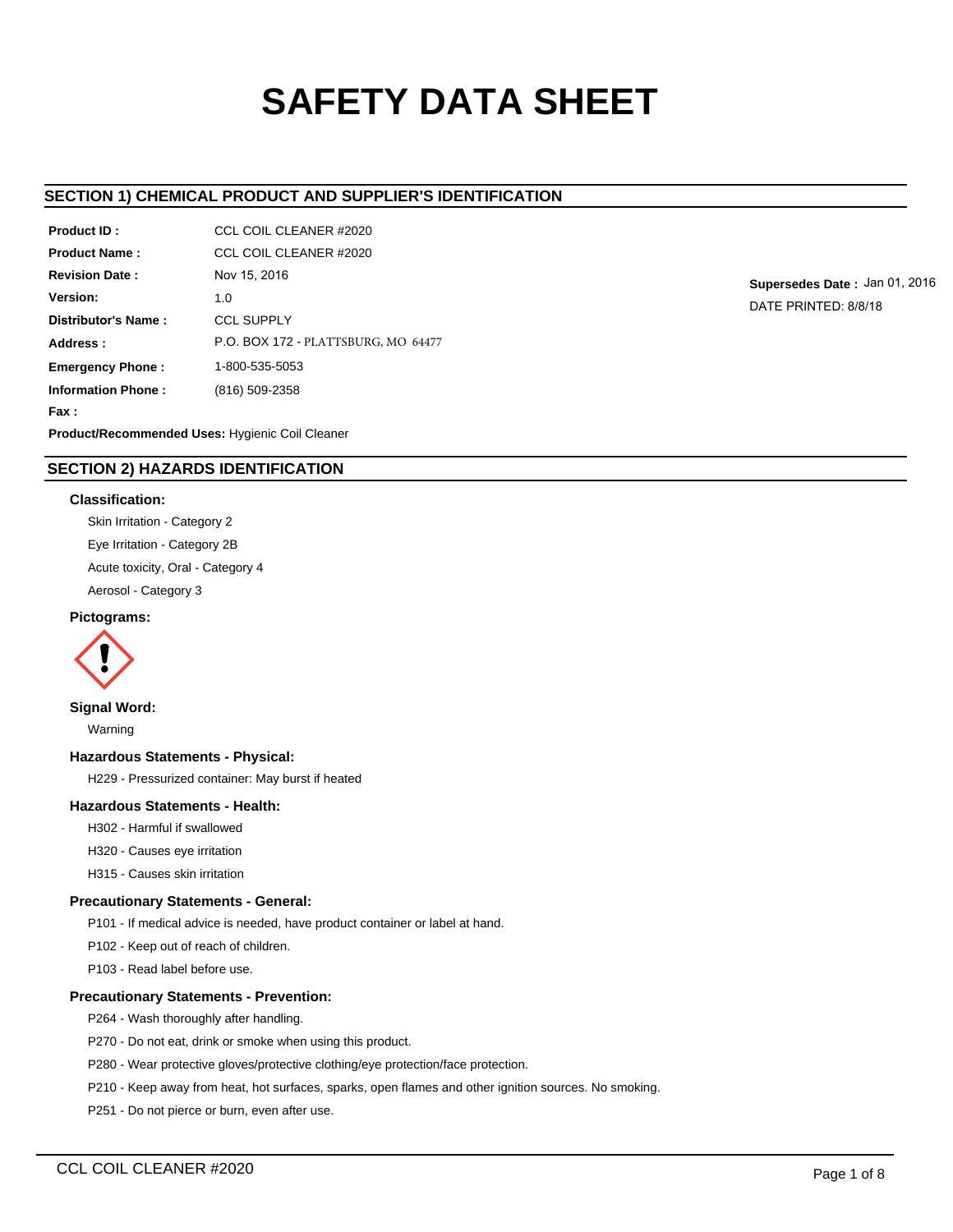# SAFETY DATA SHEET

## SECTION 1) CHEMICAL PRODUCT AND SUPPLIER'S IDENTIFICATION

| | |
|---|---|
| **Product ID :** | CCL COIL CLEANER #2020 |
| **Product Name :** | CCL COIL CLEANER #2020 |
| **Revision Date :** | Nov 15, 2016 |
| **Version:** | 1.0 |
| **Distributor's Name :** | CCL SUPPLY |
| **Address :** | P.O. BOX 172 - PLATTSBURG, MO 64477 |
| **Emergency Phone :** | 1-800-535-5053 |
| **Information Phone :** | (816) 509-2358 |
| **Fax :** | |

**Supersedes Date :** Jan 01, 2016

DATE PRINTED: 8/8/18

**Product/Recommended Uses:** Hygienic Coil Cleaner

## SECTION 2) HAZARDS IDENTIFICATION

### Classification:

Skin Irritation - Category 2

Eye Irritation - Category 2B

Acute toxicity, Oral - Category 4

Aerosol - Category 3

### Pictograms:

### Signal Word:

Warning

### Hazardous Statements - Physical:

H229 - Pressurized container: May burst if heated

### Hazardous Statements - Health:

H302 - Harmful if swallowed

H320 - Causes eye irritation

H315 - Causes skin irritation

### Precautionary Statements - General:

P101 - If medical advice is needed, have product container or label at hand.

P102 - Keep out of reach of children.

P103 - Read label before use.

### Precautionary Statements - Prevention:

P264 - Wash thoroughly after handling.

P270 - Do not eat, drink or smoke when using this product.

P280 - Wear protective gloves/protective clothing/eye protection/face protection.

P210 - Keep away from heat, hot surfaces, sparks, open flames and other ignition sources. No smoking.

P251 - Do not pierce or burn, even after use.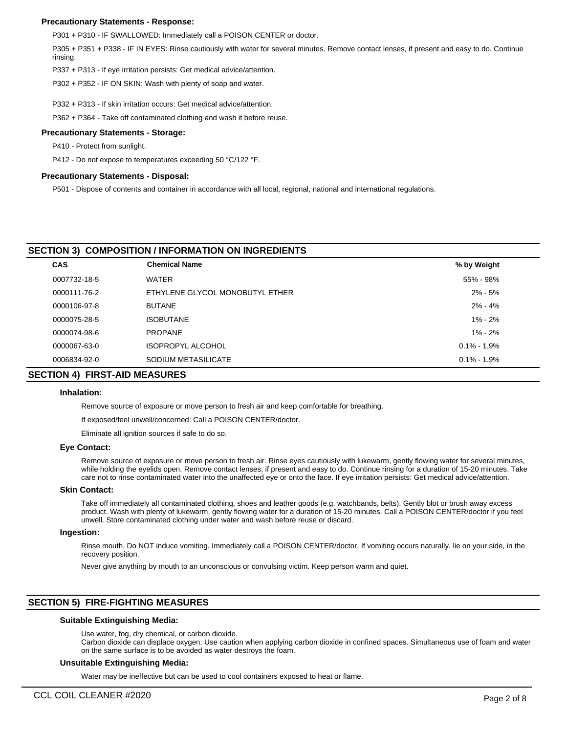### Precautionary Statements - Response:

P301 + P310 - IF SWALLOWED: Immediately call a POISON CENTER or doctor.

P305 + P351 + P338 - IF IN EYES: Rinse cautiously with water for several minutes. Remove contact lenses, if present and easy to do. Continue rinsing.

P337 + P313 - If eye irritation persists: Get medical advice/attention.

P302 + P352 - IF ON SKIN: Wash with plenty of soap and water.

P332 + P313 - If skin irritation occurs: Get medical advice/attention.

P362 + P364 - Take off contaminated clothing and wash it before reuse.

### Precautionary Statements - Storage:

P410 - Protect from sunlight.

P412 - Do not expose to temperatures exceeding 50 °C/122 °F.

### Precautionary Statements - Disposal:

P501 - Dispose of contents and container in accordance with all local, regional, national and international regulations.

## SECTION 3) COMPOSITION / INFORMATION ON INGREDIENTS

| CAS | Chemical Name | % by Weight |
|---|---|---|
| 0007732-18-5 | WATER | 55% - 98% |
| 0000111-76-2 | ETHYLENE GLYCOL MONOBUTYL ETHER | 2% - 5% |
| 0000106-97-8 | BUTANE | 2% - 4% |
| 0000075-28-5 | ISOBUTANE | 1% - 2% |
| 0000074-98-6 | PROPANE | 1% - 2% |
| 0000067-63-0 | ISOPROPYL ALCOHOL | 0.1% - 1.9% |
| 0006834-92-0 | SODIUM METASILICATE | 0.1% - 1.9% |

## SECTION 4) FIRST-AID MEASURES

### Inhalation:

Remove source of exposure or move person to fresh air and keep comfortable for breathing.

If exposed/feel unwell/concerned: Call a POISON CENTER/doctor.

Eliminate all ignition sources if safe to do so.

### Eye Contact:

Remove source of exposure or move person to fresh air. Rinse eyes cautiously with lukewarm, gently flowing water for several minutes, while holding the eyelids open. Remove contact lenses, if present and easy to do. Continue rinsing for a duration of 15-20 minutes. Take care not to rinse contaminated water into the unaffected eye or onto the face. If eye irritation persists: Get medical advice/attention.

### Skin Contact:

Take off immediately all contaminated clothing, shoes and leather goods (e.g. watchbands, belts). Gently blot or brush away excess product. Wash with plenty of lukewarm, gently flowing water for a duration of 15-20 minutes. Call a POISON CENTER/doctor if you feel unwell. Store contaminated clothing under water and wash before reuse or discard.

### Ingestion:

Rinse mouth. Do NOT induce vomiting. Immediately call a POISON CENTER/doctor. If vomiting occurs naturally, lie on your side, in the recovery position.

Never give anything by mouth to an unconscious or convulsing victim. Keep person warm and quiet.

## SECTION 5) FIRE-FIGHTING MEASURES

### Suitable Extinguishing Media:

Use water, fog, dry chemical, or carbon dioxide.
Carbon dioxide can displace oxygen. Use caution when applying carbon dioxide in confined spaces. Simultaneous use of foam and water on the same surface is to be avoided as water destroys the foam.

### Unsuitable Extinguishing Media:

Water may be ineffective but can be used to cool containers exposed to heat or flame.

CCL COIL CLEANER #2020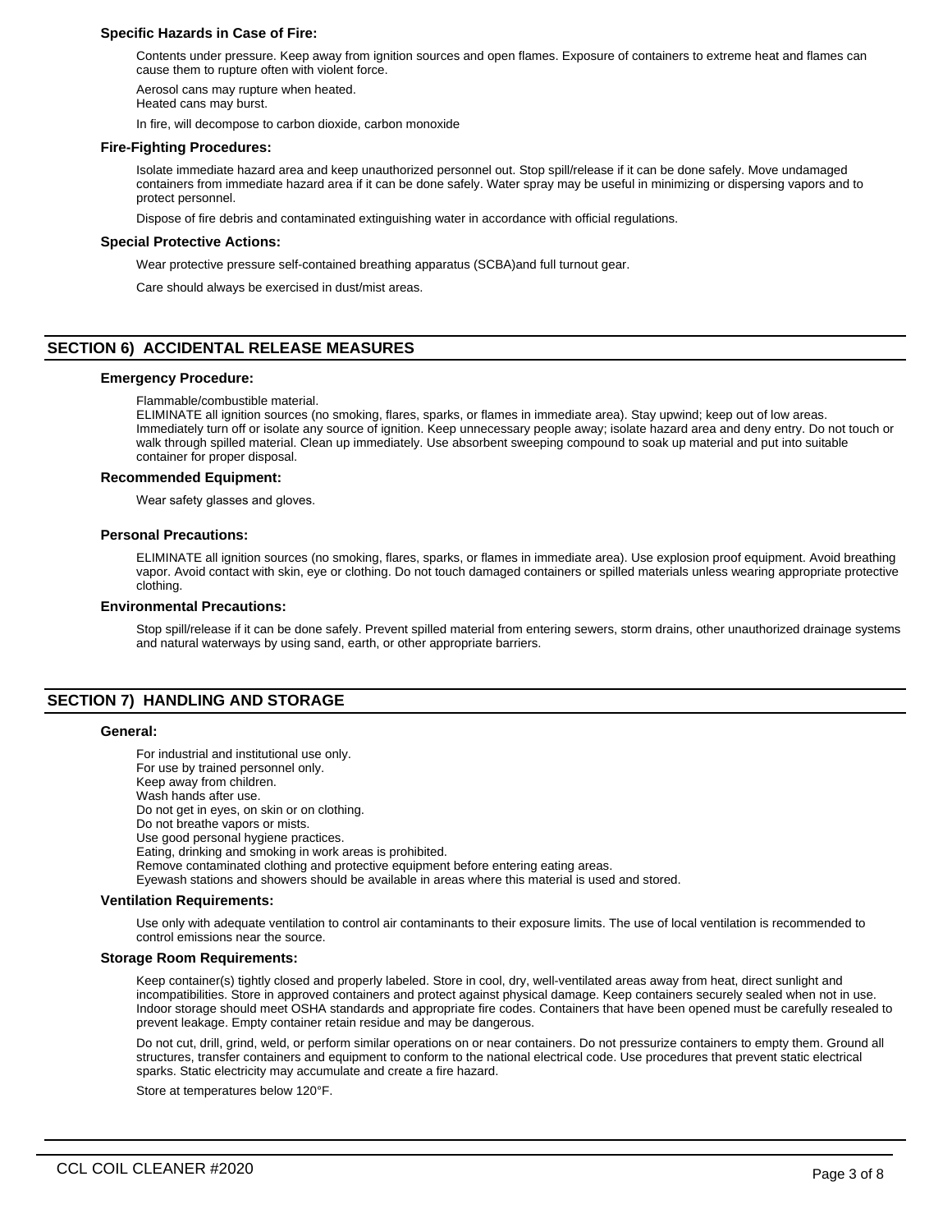### Specific Hazards in Case of Fire:

Contents under pressure. Keep away from ignition sources and open flames. Exposure of containers to extreme heat and flames can cause them to rupture often with violent force.

Aerosol cans may rupture when heated.
Heated cans may burst.

In fire, will decompose to carbon dioxide, carbon monoxide

### Fire-Fighting Procedures:

Isolate immediate hazard area and keep unauthorized personnel out. Stop spill/release if it can be done safely. Move undamaged containers from immediate hazard area if it can be done safely. Water spray may be useful in minimizing or dispersing vapors and to protect personnel.

Dispose of fire debris and contaminated extinguishing water in accordance with official regulations.

### Special Protective Actions:

Wear protective pressure self-contained breathing apparatus (SCBA)and full turnout gear.

Care should always be exercised in dust/mist areas.

## SECTION 6) ACCIDENTAL RELEASE MEASURES

### Emergency Procedure:

Flammable/combustible material.
ELIMINATE all ignition sources (no smoking, flares, sparks, or flames in immediate area). Stay upwind; keep out of low areas. Immediately turn off or isolate any source of ignition. Keep unnecessary people away; isolate hazard area and deny entry. Do not touch or walk through spilled material. Clean up immediately. Use absorbent sweeping compound to soak up material and put into suitable container for proper disposal.

### Recommended Equipment:

Wear safety glasses and gloves.

### Personal Precautions:

ELIMINATE all ignition sources (no smoking, flares, sparks, or flames in immediate area). Use explosion proof equipment. Avoid breathing vapor. Avoid contact with skin, eye or clothing. Do not touch damaged containers or spilled materials unless wearing appropriate protective clothing.

### Environmental Precautions:

Stop spill/release if it can be done safely. Prevent spilled material from entering sewers, storm drains, other unauthorized drainage systems and natural waterways by using sand, earth, or other appropriate barriers.

## SECTION 7) HANDLING AND STORAGE

### General:

For industrial and institutional use only.
For use by trained personnel only.
Keep away from children.
Wash hands after use.
Do not get in eyes, on skin or on clothing.
Do not breathe vapors or mists.
Use good personal hygiene practices.
Eating, drinking and smoking in work areas is prohibited.
Remove contaminated clothing and protective equipment before entering eating areas.
Eyewash stations and showers should be available in areas where this material is used and stored.

### Ventilation Requirements:

Use only with adequate ventilation to control air contaminants to their exposure limits. The use of local ventilation is recommended to control emissions near the source.

### Storage Room Requirements:

Keep container(s) tightly closed and properly labeled. Store in cool, dry, well-ventilated areas away from heat, direct sunlight and incompatibilities. Store in approved containers and protect against physical damage. Keep containers securely sealed when not in use. Indoor storage should meet OSHA standards and appropriate fire codes. Containers that have been opened must be carefully resealed to prevent leakage. Empty container retain residue and may be dangerous.

Do not cut, drill, grind, weld, or perform similar operations on or near containers. Do not pressurize containers to empty them. Ground all structures, transfer containers and equipment to conform to the national electrical code. Use procedures that prevent static electrical sparks. Static electricity may accumulate and create a fire hazard.

Store at temperatures below 120°F.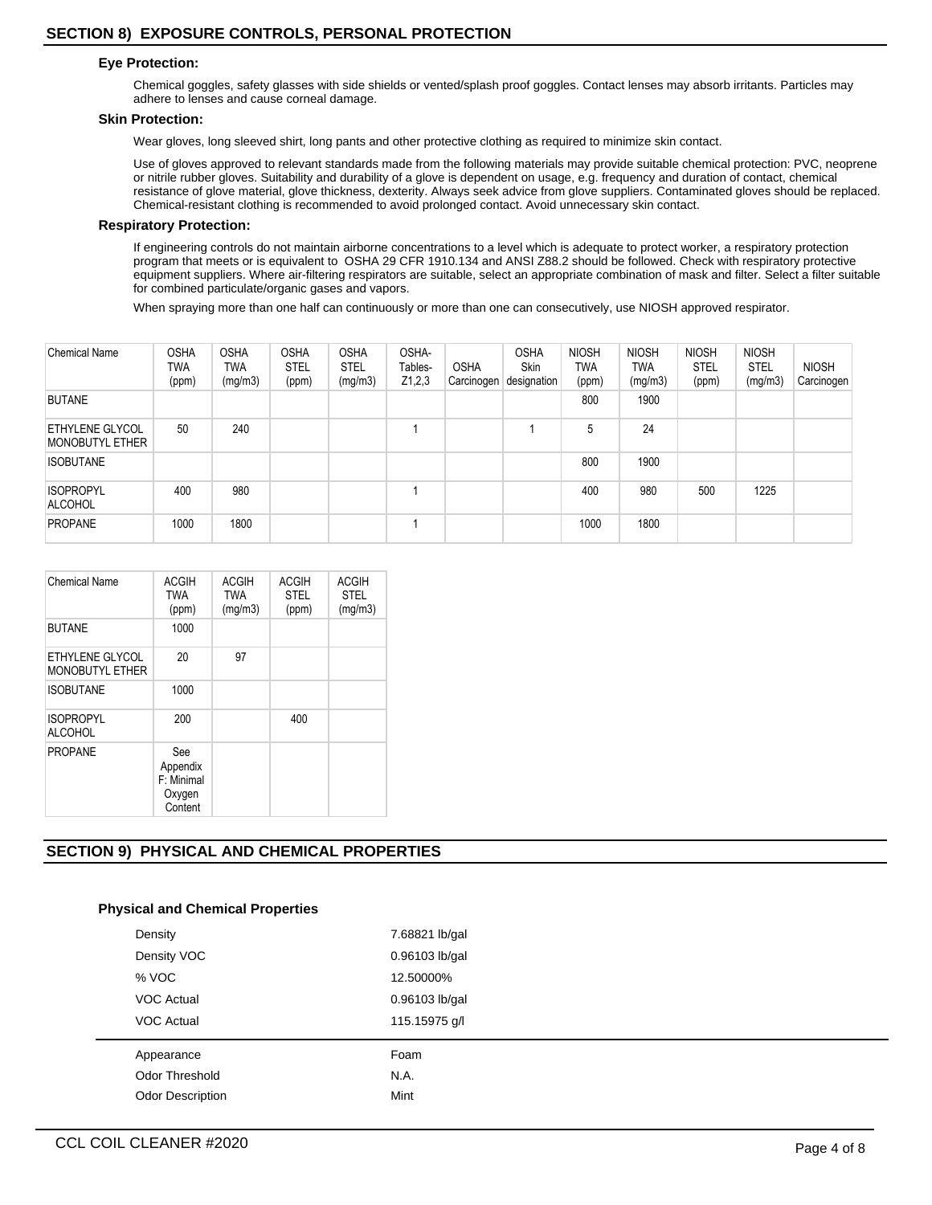## SECTION 8) EXPOSURE CONTROLS, PERSONAL PROTECTION

### Eye Protection:

Chemical goggles, safety glasses with side shields or vented/splash proof goggles. Contact lenses may absorb irritants. Particles may adhere to lenses and cause corneal damage.

### Skin Protection:

Wear gloves, long sleeved shirt, long pants and other protective clothing as required to minimize skin contact.

Use of gloves approved to relevant standards made from the following materials may provide suitable chemical protection: PVC, neoprene or nitrile rubber gloves. Suitability and durability of a glove is dependent on usage, e.g. frequency and duration of contact, chemical resistance of glove material, glove thickness, dexterity. Always seek advice from glove suppliers. Contaminated gloves should be replaced. Chemical-resistant clothing is recommended to avoid prolonged contact. Avoid unnecessary skin contact.

### Respiratory Protection:

If engineering controls do not maintain airborne concentrations to a level which is adequate to protect worker, a respiratory protection program that meets or is equivalent to OSHA 29 CFR 1910.134 and ANSI Z88.2 should be followed. Check with respiratory protective equipment suppliers. Where air-filtering respirators are suitable, select an appropriate combination of mask and filter. Select a filter suitable for combined particulate/organic gases and vapors.

When spraying more than one half can continuously or more than one can consecutively, use NIOSH approved respirator.

| Chemical Name | OSHA TWA (ppm) | OSHA TWA (mg/m3) | OSHA STEL (ppm) | OSHA STEL (mg/m3) | OSHA- Tables- Z1,2,3 | OSHA Carcinogen | OSHA Skin designation | NIOSH TWA (ppm) | NIOSH TWA (mg/m3) | NIOSH STEL (ppm) | NIOSH STEL (mg/m3) | NIOSH Carcinogen |
|---|---|---|---|---|---|---|---|---|---|---|---|---|
| BUTANE | | | | | | | | 800 | 1900 | | | |
| ETHYLENE GLYCOL MONOBUTYL ETHER | 50 | 240 | | | 1 | | 1 | 5 | 24 | | | |
| ISOBUTANE | | | | | | | | 800 | 1900 | | | |
| ISOPROPYL ALCOHOL | 400 | 980 | | | 1 | | | 400 | 980 | 500 | 1225 | |
| PROPANE | 1000 | 1800 | | | 1 | | | 1000 | 1800 | | | |

| Chemical Name | ACGIH TWA (ppm) | ACGIH TWA (mg/m3) | ACGIH STEL (ppm) | ACGIH STEL (mg/m3) |
|---|---|---|---|---|
| BUTANE | 1000 | | | |
| ETHYLENE GLYCOL MONOBUTYL ETHER | 20 | 97 | | |
| ISOBUTANE | 1000 | | | |
| ISOPROPYL ALCOHOL | 200 | | 400 | |
| PROPANE | See Appendix F: Minimal Oxygen Content | | | |

## SECTION 9) PHYSICAL AND CHEMICAL PROPERTIES

### Physical and Chemical Properties

| | |
|---|---|
| Density | 7.68821 lb/gal |
| Density VOC | 0.96103 lb/gal |
| % VOC | 12.50000% |
| VOC Actual | 0.96103 lb/gal |
| VOC Actual | 115.15975 g/l |
| Appearance | Foam |
| Odor Threshold | N.A. |
| Odor Description | Mint |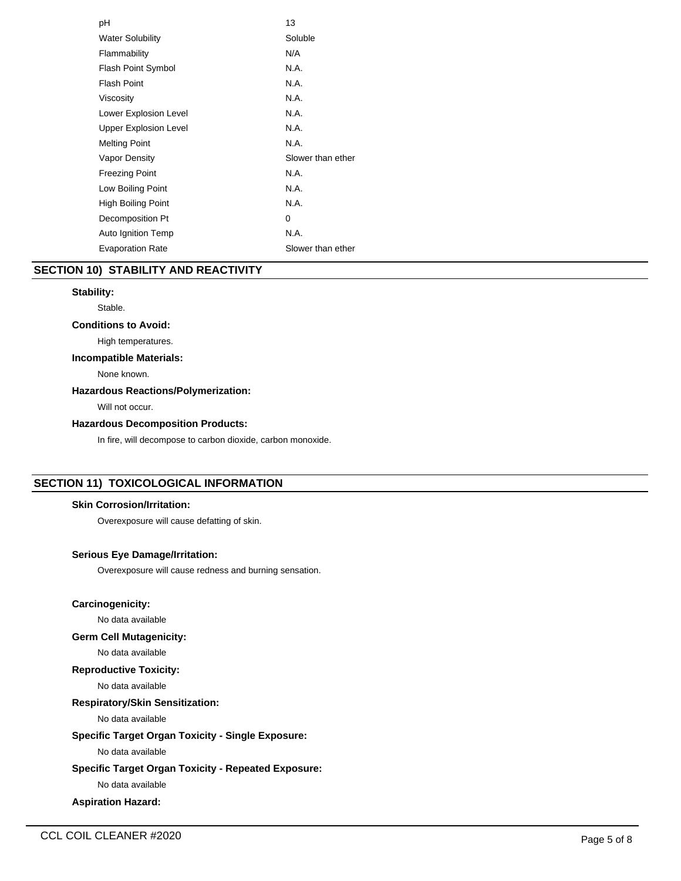| | |
|---|---|
| pH | 13 |
| Water Solubility | Soluble |
| Flammability | N/A |
| Flash Point Symbol | N.A. |
| Flash Point | N.A. |
| Viscosity | N.A. |
| Lower Explosion Level | N.A. |
| Upper Explosion Level | N.A. |
| Melting Point | N.A. |
| Vapor Density | Slower than ether |
| Freezing Point | N.A. |
| Low Boiling Point | N.A. |
| High Boiling Point | N.A. |
| Decomposition Pt | 0 |
| Auto Ignition Temp | N.A. |
| Evaporation Rate | Slower than ether |

## SECTION 10) STABILITY AND REACTIVITY

**Stability:**

Stable.

**Conditions to Avoid:**

High temperatures.

**Incompatible Materials:**

None known.

**Hazardous Reactions/Polymerization:**

Will not occur.

**Hazardous Decomposition Products:**

In fire, will decompose to carbon dioxide, carbon monoxide.

## SECTION 11) TOXICOLOGICAL INFORMATION

**Skin Corrosion/Irritation:**

Overexposure will cause defatting of skin.

**Serious Eye Damage/Irritation:**

Overexposure will cause redness and burning sensation.

**Carcinogenicity:**

No data available

**Germ Cell Mutagenicity:**

No data available

**Reproductive Toxicity:**

No data available

**Respiratory/Skin Sensitization:**

No data available

**Specific Target Organ Toxicity - Single Exposure:**

No data available

**Specific Target Organ Toxicity - Repeated Exposure:**

No data available

**Aspiration Hazard:**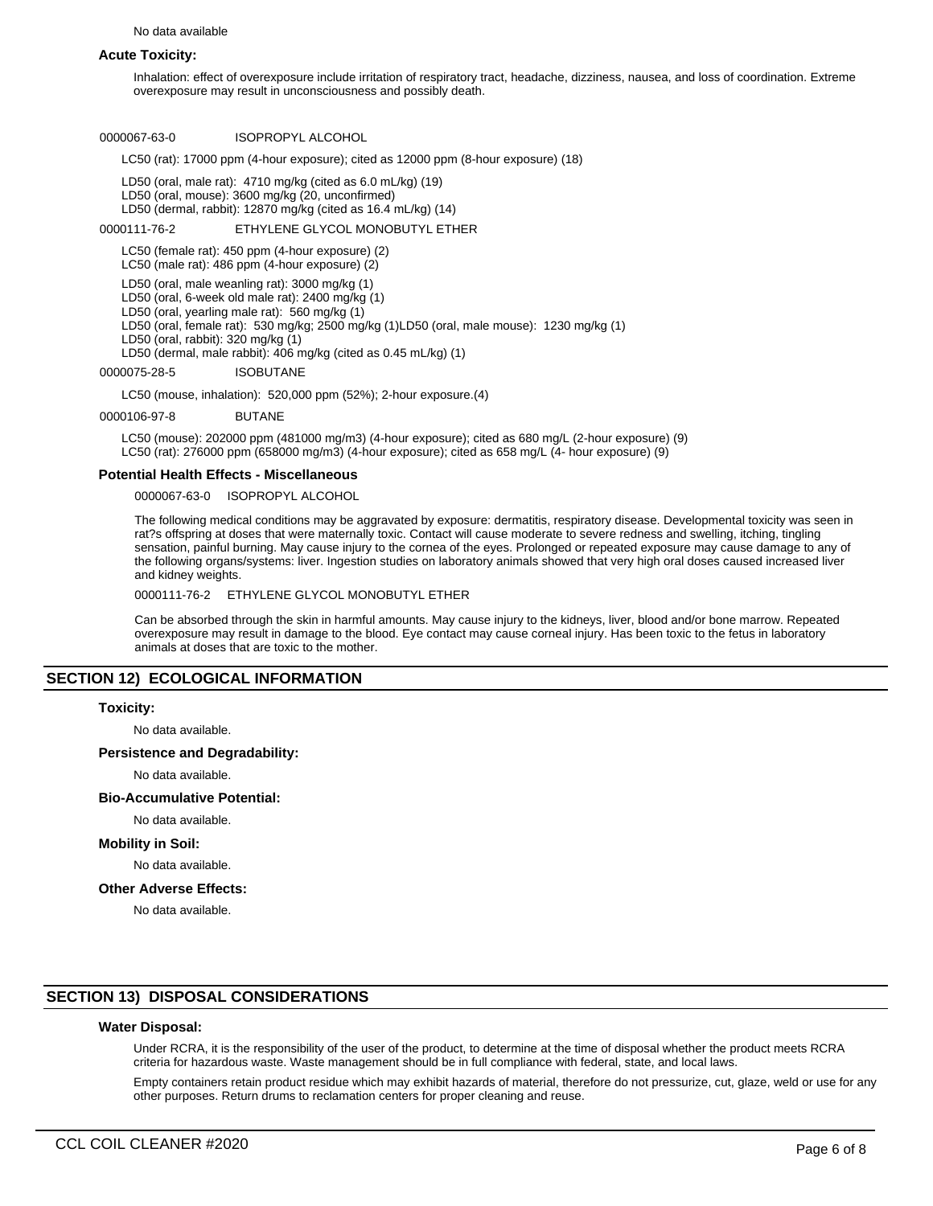No data available

**Acute Toxicity:**

Inhalation: effect of overexposure include irritation of respiratory tract, headache, dizziness, nausea, and loss of coordination. Extreme overexposure may result in unconsciousness and possibly death.

0000067-63-0 ISOPROPYL ALCOHOL

LC50 (rat): 17000 ppm (4-hour exposure); cited as 12000 ppm (8-hour exposure) (18)

LD50 (oral, male rat): 4710 mg/kg (cited as 6.0 mL/kg) (19)
LD50 (oral, mouse): 3600 mg/kg (20, unconfirmed)
LD50 (dermal, rabbit): 12870 mg/kg (cited as 16.4 mL/kg) (14)

0000111-76-2 ETHYLENE GLYCOL MONOBUTYL ETHER

LC50 (female rat): 450 ppm (4-hour exposure) (2)
LC50 (male rat): 486 ppm (4-hour exposure) (2)

LD50 (oral, male weanling rat): 3000 mg/kg (1)
LD50 (oral, 6-week old male rat): 2400 mg/kg (1)
LD50 (oral, yearling male rat): 560 mg/kg (1)
LD50 (oral, female rat): 530 mg/kg; 2500 mg/kg (1)LD50 (oral, male mouse): 1230 mg/kg (1)
LD50 (oral, rabbit): 320 mg/kg (1)
LD50 (dermal, male rabbit): 406 mg/kg (cited as 0.45 mL/kg) (1)

0000075-28-5 ISOBUTANE

LC50 (mouse, inhalation): 520,000 ppm (52%); 2-hour exposure.(4)

0000106-97-8 BUTANE

LC50 (mouse): 202000 ppm (481000 mg/m3) (4-hour exposure); cited as 680 mg/L (2-hour exposure) (9)
LC50 (rat): 276000 ppm (658000 mg/m3) (4-hour exposure); cited as 658 mg/L (4- hour exposure) (9)

**Potential Health Effects - Miscellaneous**

0000067-63-0 ISOPROPYL ALCOHOL

The following medical conditions may be aggravated by exposure: dermatitis, respiratory disease. Developmental toxicity was seen in rat?s offspring at doses that were maternally toxic. Contact will cause moderate to severe redness and swelling, itching, tingling sensation, painful burning. May cause injury to the cornea of the eyes. Prolonged or repeated exposure may cause damage to any of the following organs/systems: liver. Ingestion studies on laboratory animals showed that very high oral doses caused increased liver and kidney weights.

0000111-76-2 ETHYLENE GLYCOL MONOBUTYL ETHER

Can be absorbed through the skin in harmful amounts. May cause injury to the kidneys, liver, blood and/or bone marrow. Repeated overexposure may result in damage to the blood. Eye contact may cause corneal injury. Has been toxic to the fetus in laboratory animals at doses that are toxic to the mother.

## SECTION 12) ECOLOGICAL INFORMATION

**Toxicity:**

No data available.

**Persistence and Degradability:**

No data available.

**Bio-Accumulative Potential:**

No data available.

**Mobility in Soil:**

No data available.

**Other Adverse Effects:**

No data available.

## SECTION 13) DISPOSAL CONSIDERATIONS

**Water Disposal:**

Under RCRA, it is the responsibility of the user of the product, to determine at the time of disposal whether the product meets RCRA criteria for hazardous waste. Waste management should be in full compliance with federal, state, and local laws.

Empty containers retain product residue which may exhibit hazards of material, therefore do not pressurize, cut, glaze, weld or use for any other purposes. Return drums to reclamation centers for proper cleaning and reuse.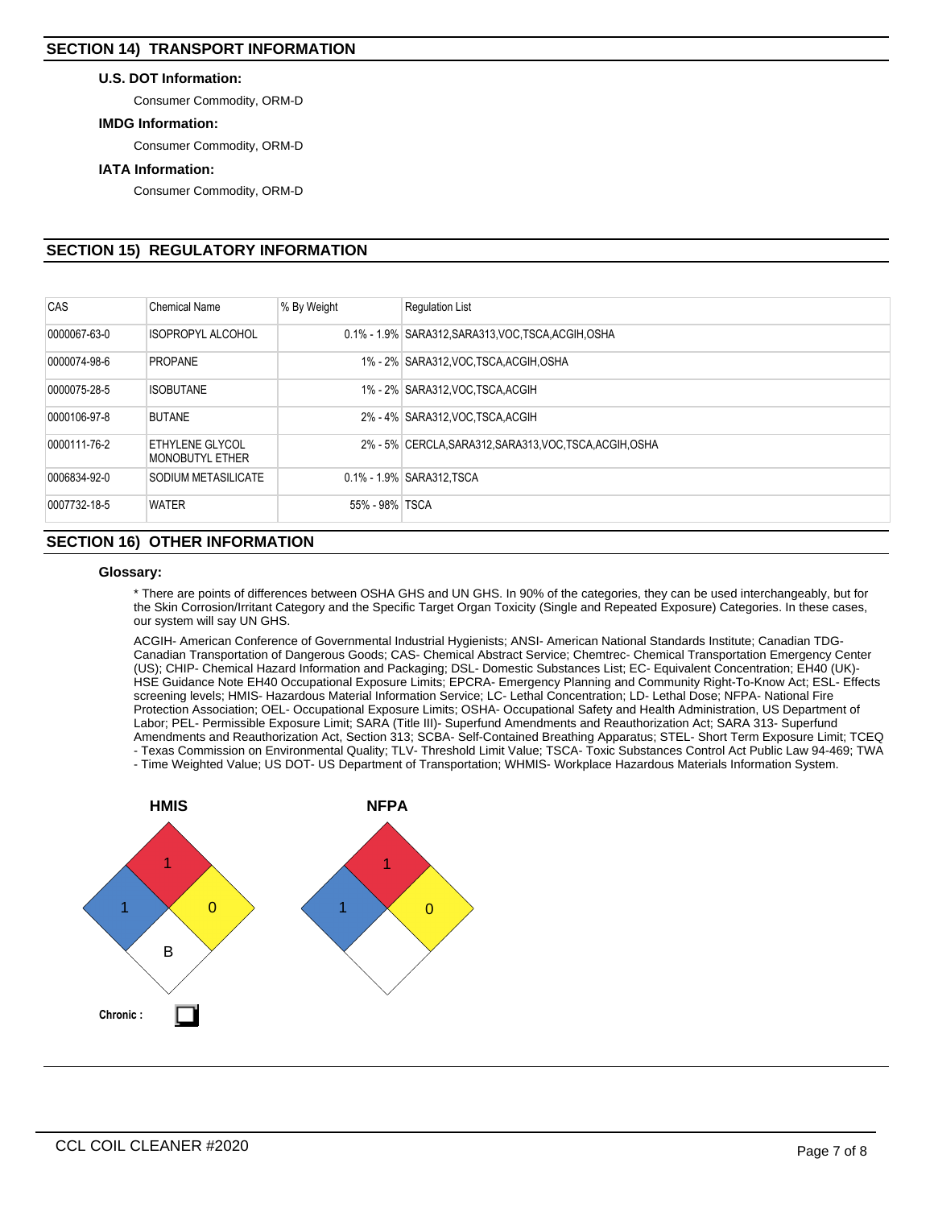## SECTION 14) TRANSPORT INFORMATION

### U.S. DOT Information:

Consumer Commodity, ORM-D

### IMDG Information:

Consumer Commodity, ORM-D

### IATA Information:

Consumer Commodity, ORM-D

## SECTION 15) REGULATORY INFORMATION

| CAS | Chemical Name | % By Weight | Regulation List |
|---|---|---|---|
| 0000067-63-0 | ISOPROPYL ALCOHOL | 0.1% - 1.9% | SARA312,SARA313,VOC,TSCA,ACGIH,OSHA |
| 0000074-98-6 | PROPANE | 1% - 2% | SARA312,VOC,TSCA,ACGIH,OSHA |
| 0000075-28-5 | ISOBUTANE | 1% - 2% | SARA312,VOC,TSCA,ACGIH |
| 0000106-97-8 | BUTANE | 2% - 4% | SARA312,VOC,TSCA,ACGIH |
| 0000111-76-2 | ETHYLENE GLYCOL MONOBUTYL ETHER | 2% - 5% | CERCLA,SARA312,SARA313,VOC,TSCA,ACGIH,OSHA |
| 0006834-92-0 | SODIUM METASILICATE | 0.1% - 1.9% | SARA312,TSCA |
| 0007732-18-5 | WATER | 55% - 98% | TSCA |

## SECTION 16) OTHER INFORMATION

### Glossary:

* There are points of differences between OSHA GHS and UN GHS. In 90% of the categories, they can be used interchangeably, but for the Skin Corrosion/Irritant Category and the Specific Target Organ Toxicity (Single and Repeated Exposure) Categories. In these cases, our system will say UN GHS.

ACGIH- American Conference of Governmental Industrial Hygienists; ANSI- American National Standards Institute; Canadian TDG- Canadian Transportation of Dangerous Goods; CAS- Chemical Abstract Service; Chemtrec- Chemical Transportation Emergency Center (US); CHIP- Chemical Hazard Information and Packaging; DSL- Domestic Substances List; EC- Equivalent Concentration; EH40 (UK)- HSE Guidance Note EH40 Occupational Exposure Limits; EPCRA- Emergency Planning and Community Right-To-Know Act; ESL- Effects screening levels; HMIS- Hazardous Material Information Service; LC- Lethal Concentration; LD- Lethal Dose; NFPA- National Fire Protection Association; OEL- Occupational Exposure Limits; OSHA- Occupational Safety and Health Administration, US Department of Labor; PEL- Permissible Exposure Limit; SARA (Title III)- Superfund Amendments and Reauthorization Act; SARA 313- Superfund Amendments and Reauthorization Act, Section 313; SCBA- Self-Contained Breathing Apparatus; STEL- Short Term Exposure Limit; TCEQ - Texas Commission on Environmental Quality; TLV- Threshold Limit Value; TSCA- Toxic Substances Control Act Public Law 94-469; TWA - Time Weighted Value; US DOT- US Department of Transportation; WHMIS- Workplace Hazardous Materials Information System.

**HMIS**

| Health (Blue) | Flammability (Red) | Reactivity (Yellow) | Personal Protection (White) |
|---|---|---|---|
| 1 | 1 | 0 | B |

**NFPA**

| Health (Blue) | Flammability (Red) | Reactivity (Yellow) | Special (White) |
|---|---|---|---|
| 1 | 1 | 0 | |

**Chronic :** ☐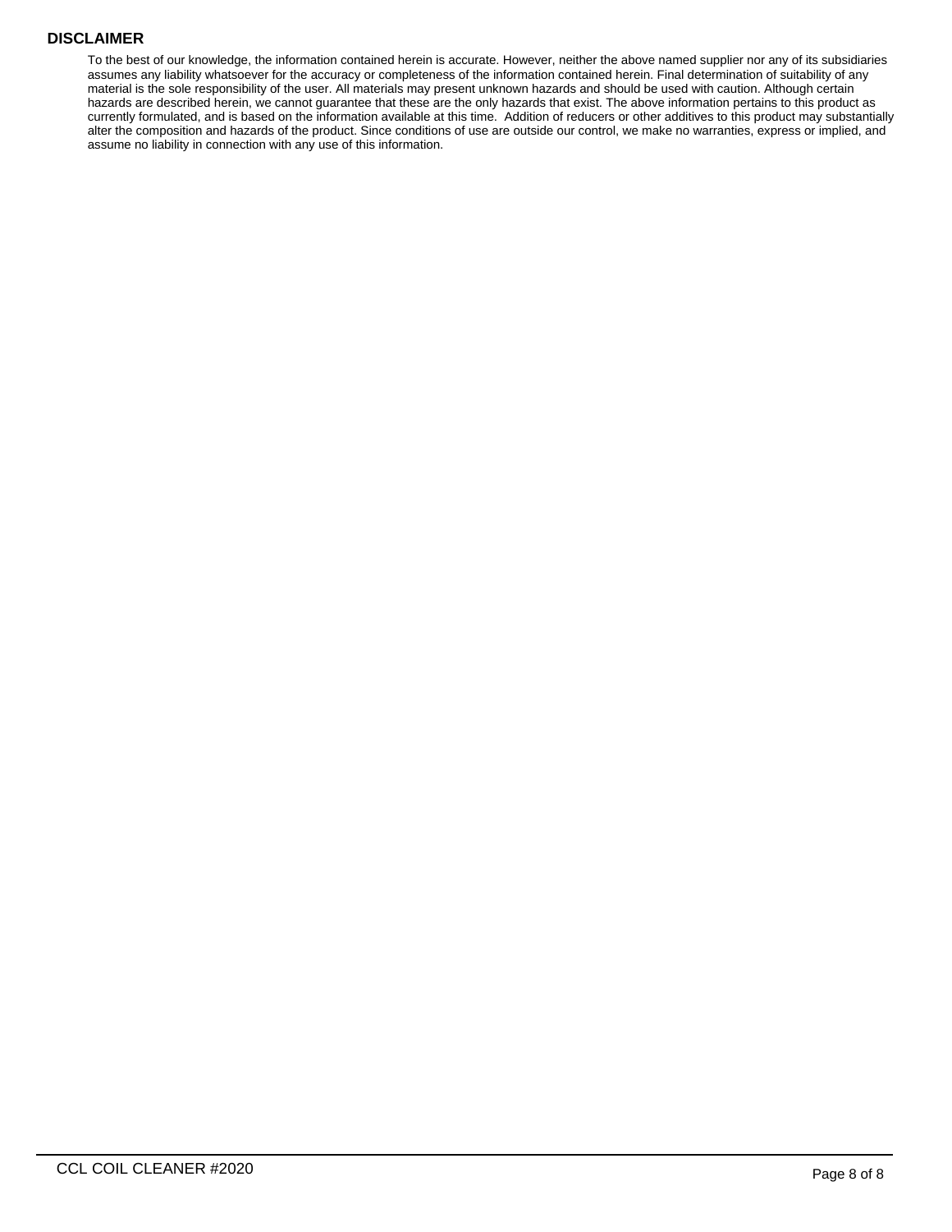## DISCLAIMER

To the best of our knowledge, the information contained herein is accurate. However, neither the above named supplier nor any of its subsidiaries assumes any liability whatsoever for the accuracy or completeness of the information contained herein. Final determination of suitability of any material is the sole responsibility of the user. All materials may present unknown hazards and should be used with caution. Although certain hazards are described herein, we cannot guarantee that these are the only hazards that exist. The above information pertains to this product as currently formulated, and is based on the information available at this time. Addition of reducers or other additives to this product may substantially alter the composition and hazards of the product. Since conditions of use are outside our control, we make no warranties, express or implied, and assume no liability in connection with any use of this information.